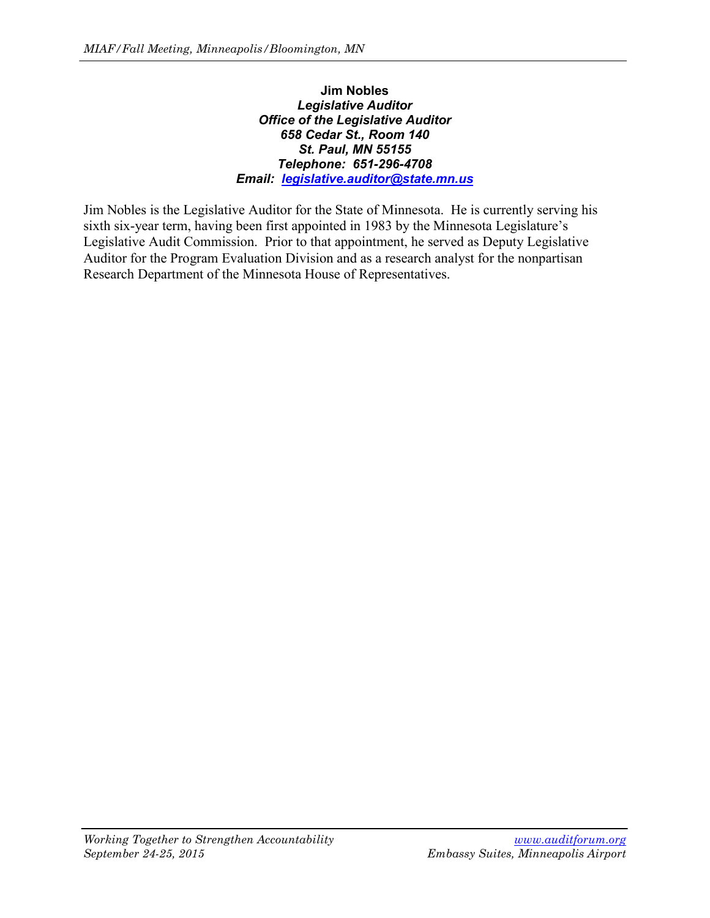**Jim Nobles**
***Legislative Auditor***
***Office of the Legislative Auditor***
***658 Cedar St., Room 140***
***St. Paul, MN 55155***
***Telephone: 651-296-4708***
***Email: legislative.auditor@state.mn.us***

Jim Nobles is the Legislative Auditor for the State of Minnesota. He is currently serving his sixth six-year term, having been first appointed in 1983 by the Minnesota Legislature's Legislative Audit Commission. Prior to that appointment, he served as Deputy Legislative Auditor for the Program Evaluation Division and as a research analyst for the nonpartisan Research Department of the Minnesota House of Representatives.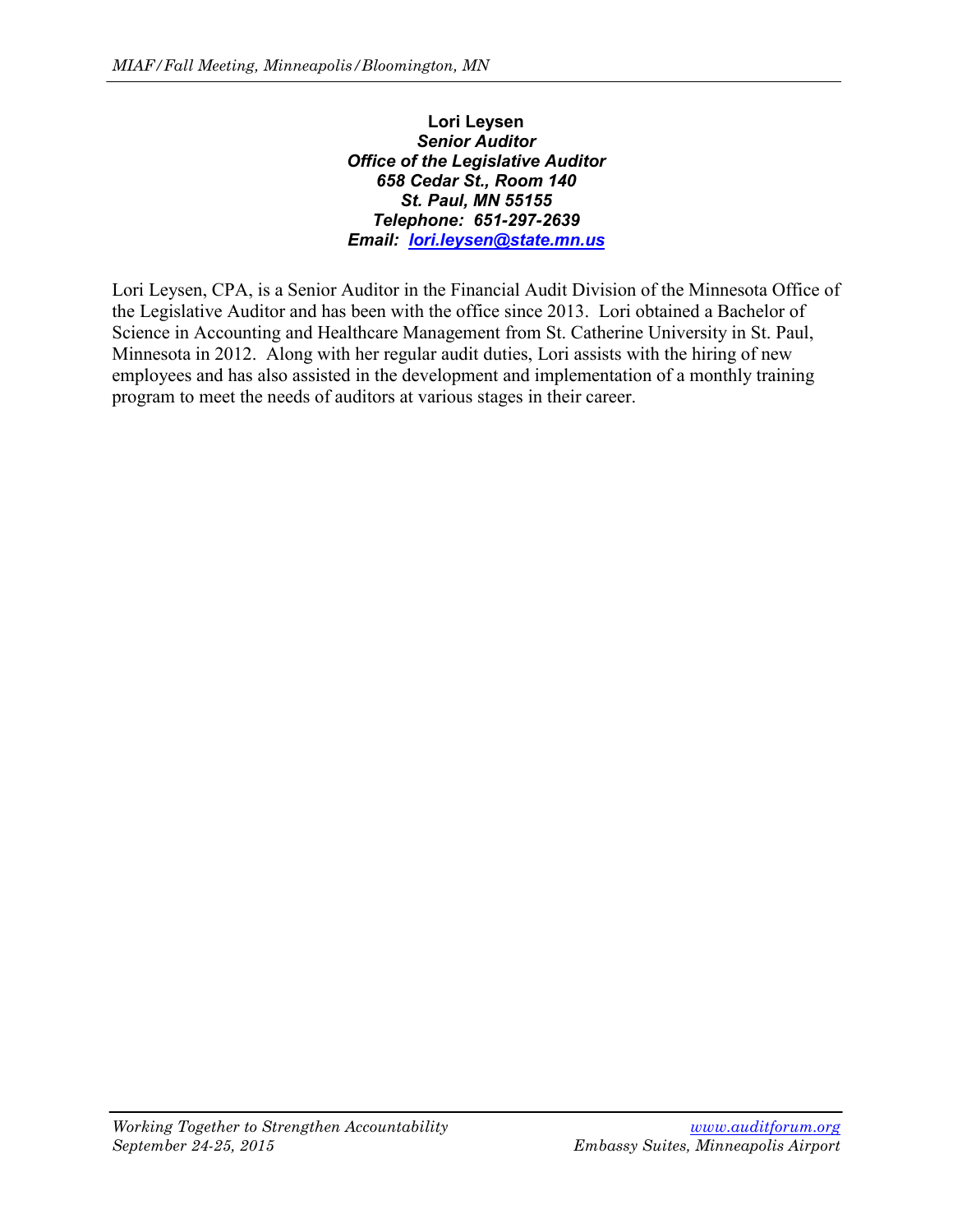**Lori Leysen**
***Senior Auditor***
***Office of the Legislative Auditor***
***658 Cedar St., Room 140***
***St. Paul, MN 55155***
***Telephone: 651-297-2639***
***Email: lori.leysen@state.mn.us***

Lori Leysen, CPA, is a Senior Auditor in the Financial Audit Division of the Minnesota Office of the Legislative Auditor and has been with the office since 2013. Lori obtained a Bachelor of Science in Accounting and Healthcare Management from St. Catherine University in St. Paul, Minnesota in 2012. Along with her regular audit duties, Lori assists with the hiring of new employees and has also assisted in the development and implementation of a monthly training program to meet the needs of auditors at various stages in their career.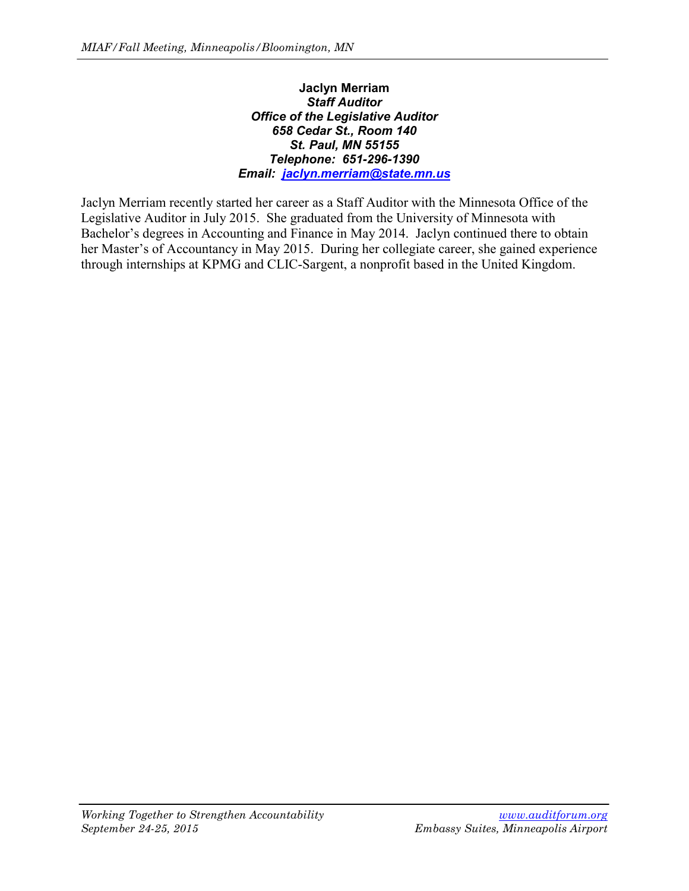**Jaclyn Merriam**
***Staff Auditor***
***Office of the Legislative Auditor***
***658 Cedar St., Room 140***
***St. Paul, MN 55155***
***Telephone: 651-296-1390***
***Email: jaclyn.merriam@state.mn.us***

Jaclyn Merriam recently started her career as a Staff Auditor with the Minnesota Office of the Legislative Auditor in July 2015. She graduated from the University of Minnesota with Bachelor's degrees in Accounting and Finance in May 2014. Jaclyn continued there to obtain her Master's of Accountancy in May 2015. During her collegiate career, she gained experience through internships at KPMG and CLIC-Sargent, a nonprofit based in the United Kingdom.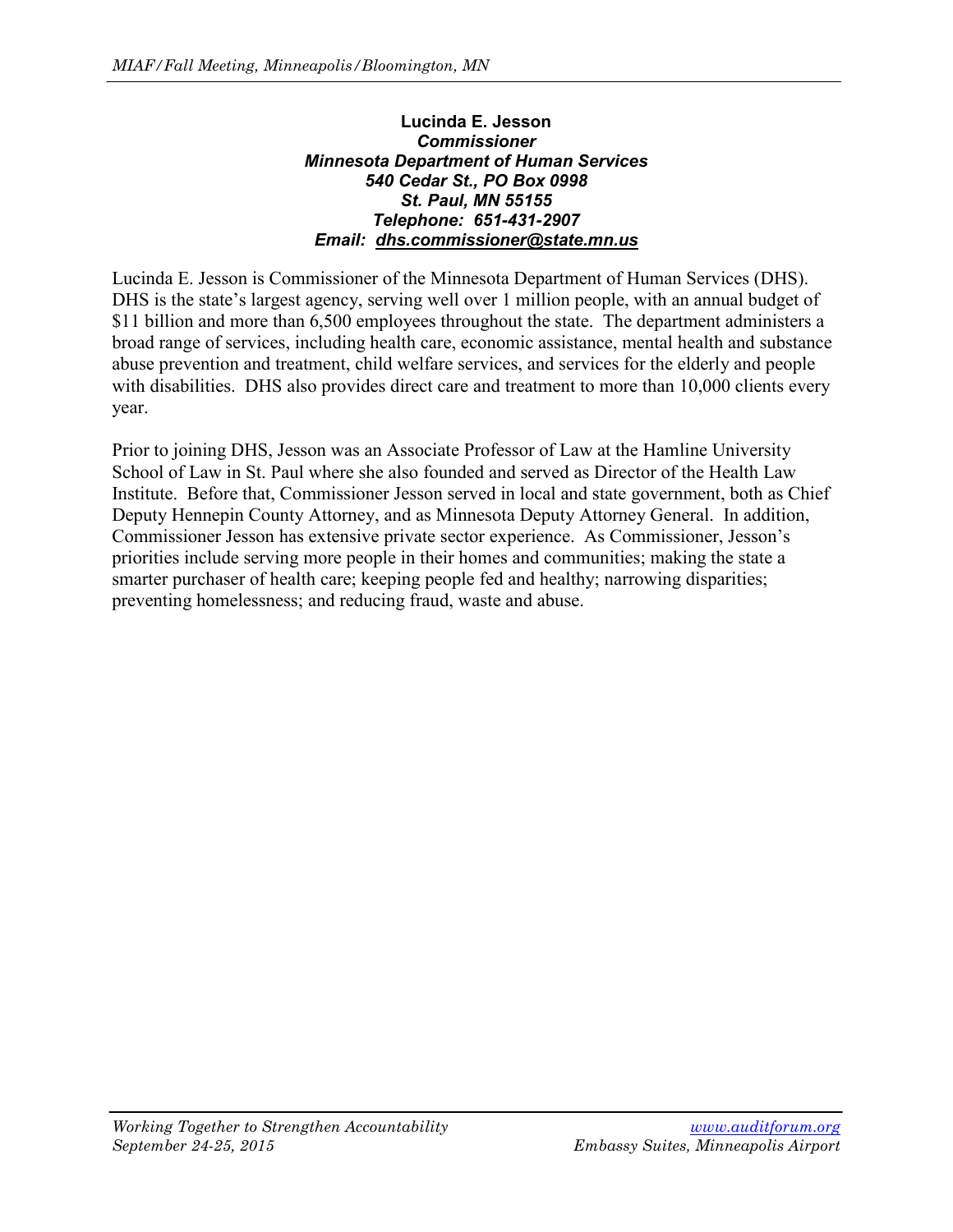**Lucinda E. Jesson**
***Commissioner***
***Minnesota Department of Human Services***
***540 Cedar St., PO Box 0998***
***St. Paul, MN 55155***
***Telephone: 651-431-2907***
***Email: dhs.commissioner@state.mn.us***

Lucinda E. Jesson is Commissioner of the Minnesota Department of Human Services (DHS). DHS is the state's largest agency, serving well over 1 million people, with an annual budget of $11 billion and more than 6,500 employees throughout the state. The department administers a broad range of services, including health care, economic assistance, mental health and substance abuse prevention and treatment, child welfare services, and services for the elderly and people with disabilities. DHS also provides direct care and treatment to more than 10,000 clients every year.

Prior to joining DHS, Jesson was an Associate Professor of Law at the Hamline University School of Law in St. Paul where she also founded and served as Director of the Health Law Institute. Before that, Commissioner Jesson served in local and state government, both as Chief Deputy Hennepin County Attorney, and as Minnesota Deputy Attorney General. In addition, Commissioner Jesson has extensive private sector experience. As Commissioner, Jesson's priorities include serving more people in their homes and communities; making the state a smarter purchaser of health care; keeping people fed and healthy; narrowing disparities; preventing homelessness; and reducing fraud, waste and abuse.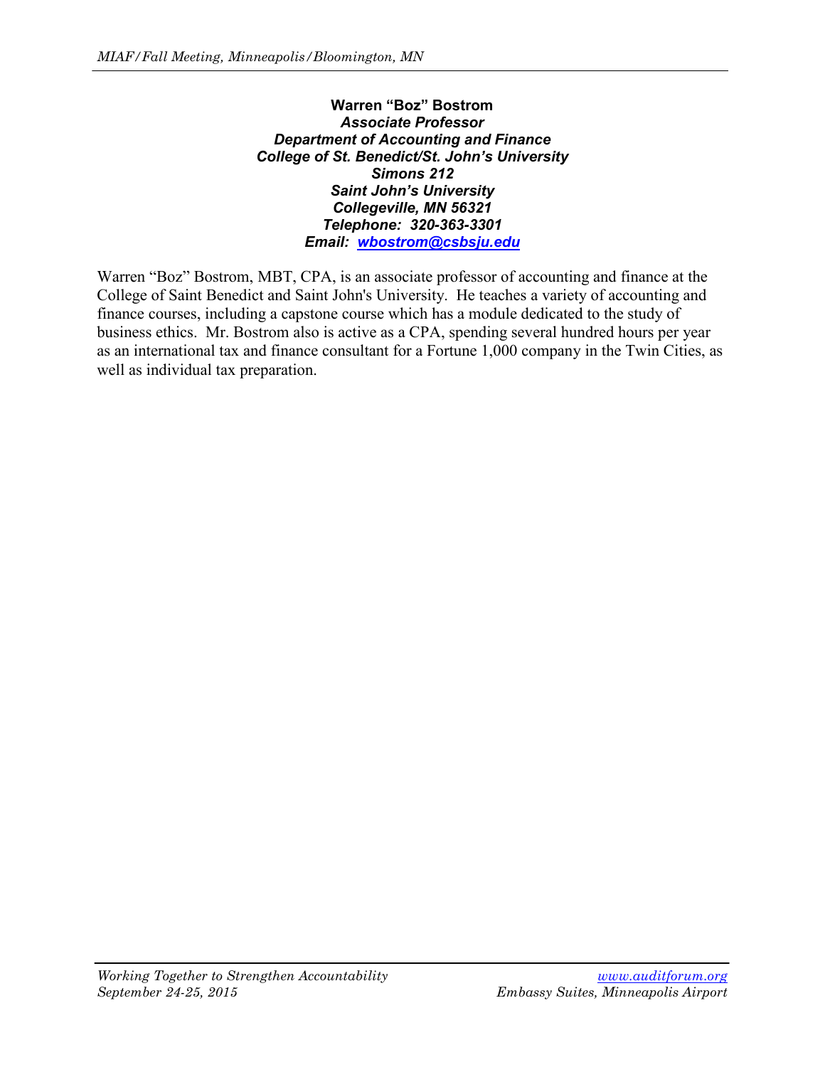**Warren “Boz” Bostrom**
***Associate Professor***
***Department of Accounting and Finance***
***College of St. Benedict/St. John’s University***
***Simons 212***
***Saint John’s University***
***Collegeville, MN 56321***
***Telephone: 320-363-3301***
***Email: wbostrom@csbsju.edu***

Warren “Boz” Bostrom, MBT, CPA, is an associate professor of accounting and finance at the College of Saint Benedict and Saint John's University. He teaches a variety of accounting and finance courses, including a capstone course which has a module dedicated to the study of business ethics. Mr. Bostrom also is active as a CPA, spending several hundred hours per year as an international tax and finance consultant for a Fortune 1,000 company in the Twin Cities, as well as individual tax preparation.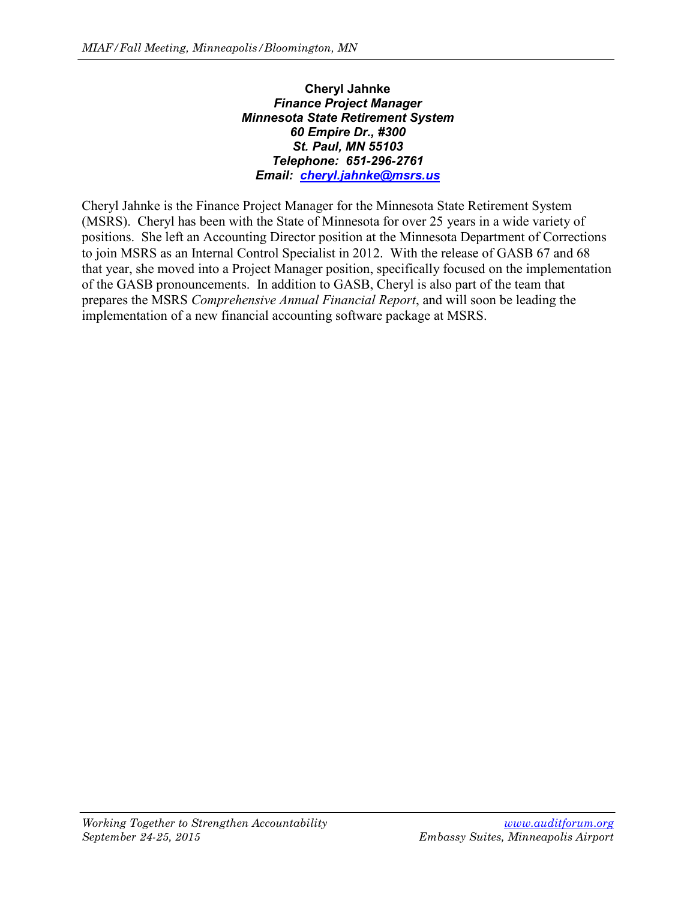**Cheryl Jahnke**
***Finance Project Manager***
***Minnesota State Retirement System***
***60 Empire Dr., #300***
***St. Paul, MN 55103***
***Telephone: 651-296-2761***
***Email: cheryl.jahnke@msrs.us***

Cheryl Jahnke is the Finance Project Manager for the Minnesota State Retirement System (MSRS). Cheryl has been with the State of Minnesota for over 25 years in a wide variety of positions. She left an Accounting Director position at the Minnesota Department of Corrections to join MSRS as an Internal Control Specialist in 2012. With the release of GASB 67 and 68 that year, she moved into a Project Manager position, specifically focused on the implementation of the GASB pronouncements. In addition to GASB, Cheryl is also part of the team that prepares the MSRS *Comprehensive Annual Financial Report*, and will soon be leading the implementation of a new financial accounting software package at MSRS.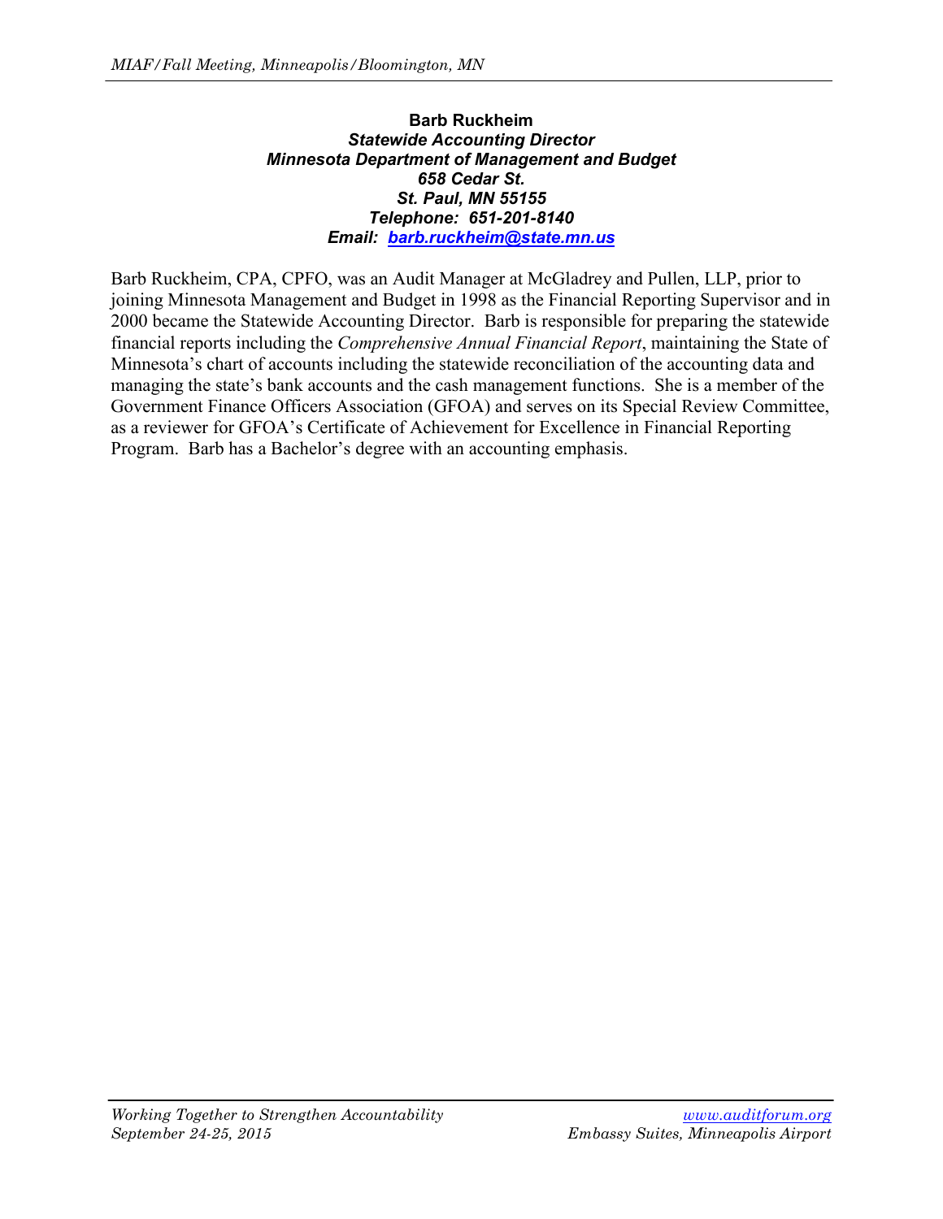**Barb Ruckheim**
***Statewide Accounting Director***
***Minnesota Department of Management and Budget***
***658 Cedar St.***
***St. Paul, MN 55155***
***Telephone: 651-201-8140***
***Email: barb.ruckheim@state.mn.us***

Barb Ruckheim, CPA, CPFO, was an Audit Manager at McGladrey and Pullen, LLP, prior to joining Minnesota Management and Budget in 1998 as the Financial Reporting Supervisor and in 2000 became the Statewide Accounting Director. Barb is responsible for preparing the statewide financial reports including the *Comprehensive Annual Financial Report*, maintaining the State of Minnesota's chart of accounts including the statewide reconciliation of the accounting data and managing the state's bank accounts and the cash management functions. She is a member of the Government Finance Officers Association (GFOA) and serves on its Special Review Committee, as a reviewer for GFOA's Certificate of Achievement for Excellence in Financial Reporting Program. Barb has a Bachelor's degree with an accounting emphasis.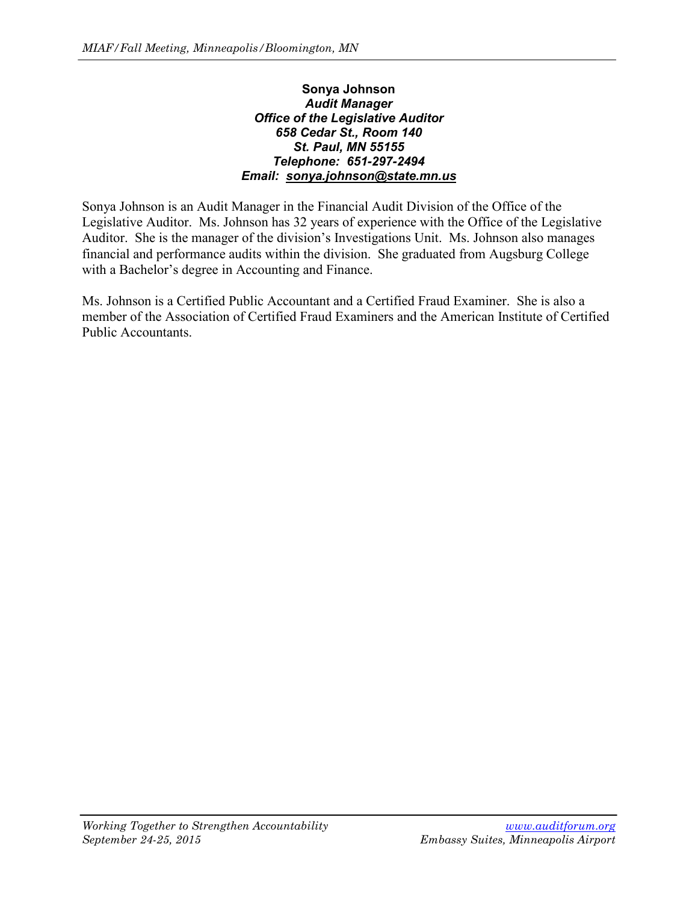**Sonya Johnson**
***Audit Manager***
***Office of the Legislative Auditor***
***658 Cedar St., Room 140***
***St. Paul, MN 55155***
***Telephone: 651-297-2494***
***Email: sonya.johnson@state.mn.us***

Sonya Johnson is an Audit Manager in the Financial Audit Division of the Office of the Legislative Auditor. Ms. Johnson has 32 years of experience with the Office of the Legislative Auditor. She is the manager of the division's Investigations Unit. Ms. Johnson also manages financial and performance audits within the division. She graduated from Augsburg College with a Bachelor's degree in Accounting and Finance.

Ms. Johnson is a Certified Public Accountant and a Certified Fraud Examiner. She is also a member of the Association of Certified Fraud Examiners and the American Institute of Certified Public Accountants.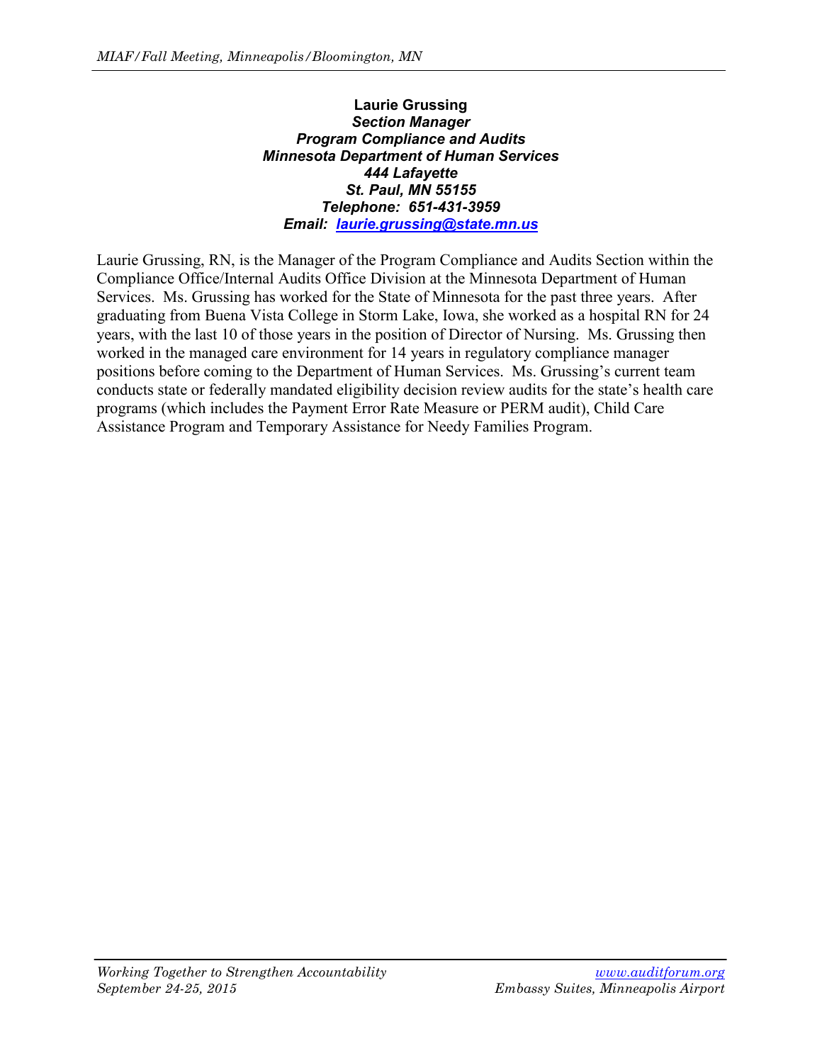**Laurie Grussing**
***Section Manager***
***Program Compliance and Audits***
***Minnesota Department of Human Services***
***444 Lafayette***
***St. Paul, MN 55155***
***Telephone: 651-431-3959***
***Email: laurie.grussing@state.mn.us***

Laurie Grussing, RN, is the Manager of the Program Compliance and Audits Section within the Compliance Office/Internal Audits Office Division at the Minnesota Department of Human Services. Ms. Grussing has worked for the State of Minnesota for the past three years. After graduating from Buena Vista College in Storm Lake, Iowa, she worked as a hospital RN for 24 years, with the last 10 of those years in the position of Director of Nursing. Ms. Grussing then worked in the managed care environment for 14 years in regulatory compliance manager positions before coming to the Department of Human Services. Ms. Grussing's current team conducts state or federally mandated eligibility decision review audits for the state's health care programs (which includes the Payment Error Rate Measure or PERM audit), Child Care Assistance Program and Temporary Assistance for Needy Families Program.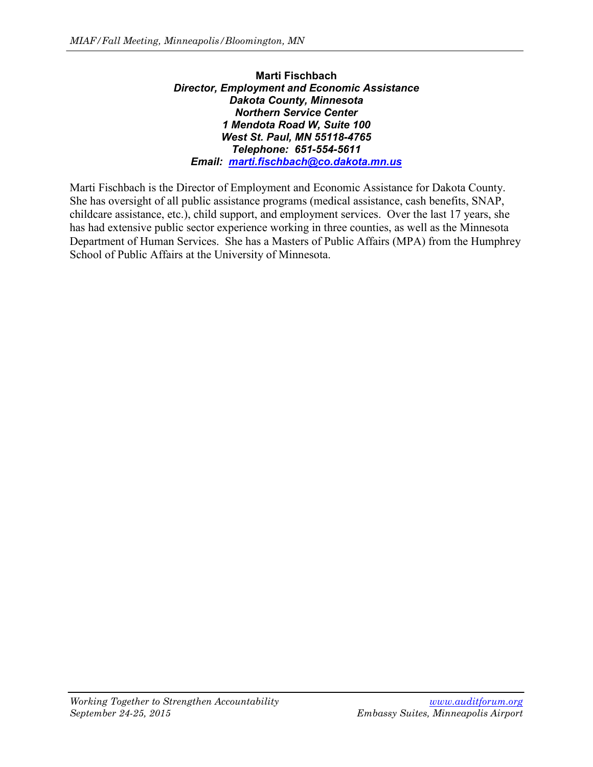**Marti Fischbach**
***Director, Employment and Economic Assistance***
***Dakota County, Minnesota***
***Northern Service Center***
***1 Mendota Road W, Suite 100***
***West St. Paul, MN 55118-4765***
***Telephone: 651-554-5611***
***Email: marti.fischbach@co.dakota.mn.us***

Marti Fischbach is the Director of Employment and Economic Assistance for Dakota County. She has oversight of all public assistance programs (medical assistance, cash benefits, SNAP, childcare assistance, etc.), child support, and employment services. Over the last 17 years, she has had extensive public sector experience working in three counties, as well as the Minnesota Department of Human Services. She has a Masters of Public Affairs (MPA) from the Humphrey School of Public Affairs at the University of Minnesota.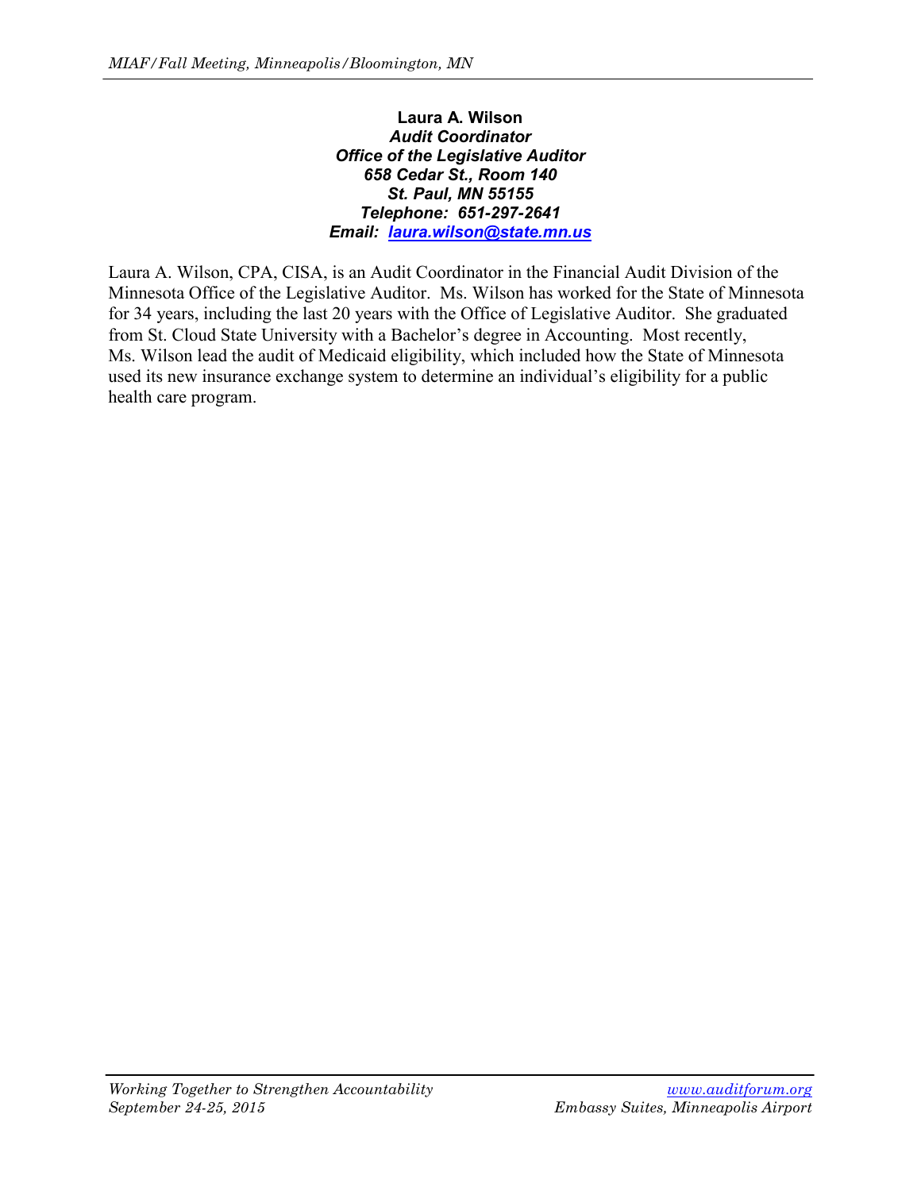**Laura A. Wilson**
***Audit Coordinator***
***Office of the Legislative Auditor***
***658 Cedar St., Room 140***
***St. Paul, MN 55155***
***Telephone: 651-297-2641***
***Email: laura.wilson@state.mn.us***

Laura A. Wilson, CPA, CISA, is an Audit Coordinator in the Financial Audit Division of the Minnesota Office of the Legislative Auditor. Ms. Wilson has worked for the State of Minnesota for 34 years, including the last 20 years with the Office of Legislative Auditor. She graduated from St. Cloud State University with a Bachelor's degree in Accounting. Most recently, Ms. Wilson lead the audit of Medicaid eligibility, which included how the State of Minnesota used its new insurance exchange system to determine an individual's eligibility for a public health care program.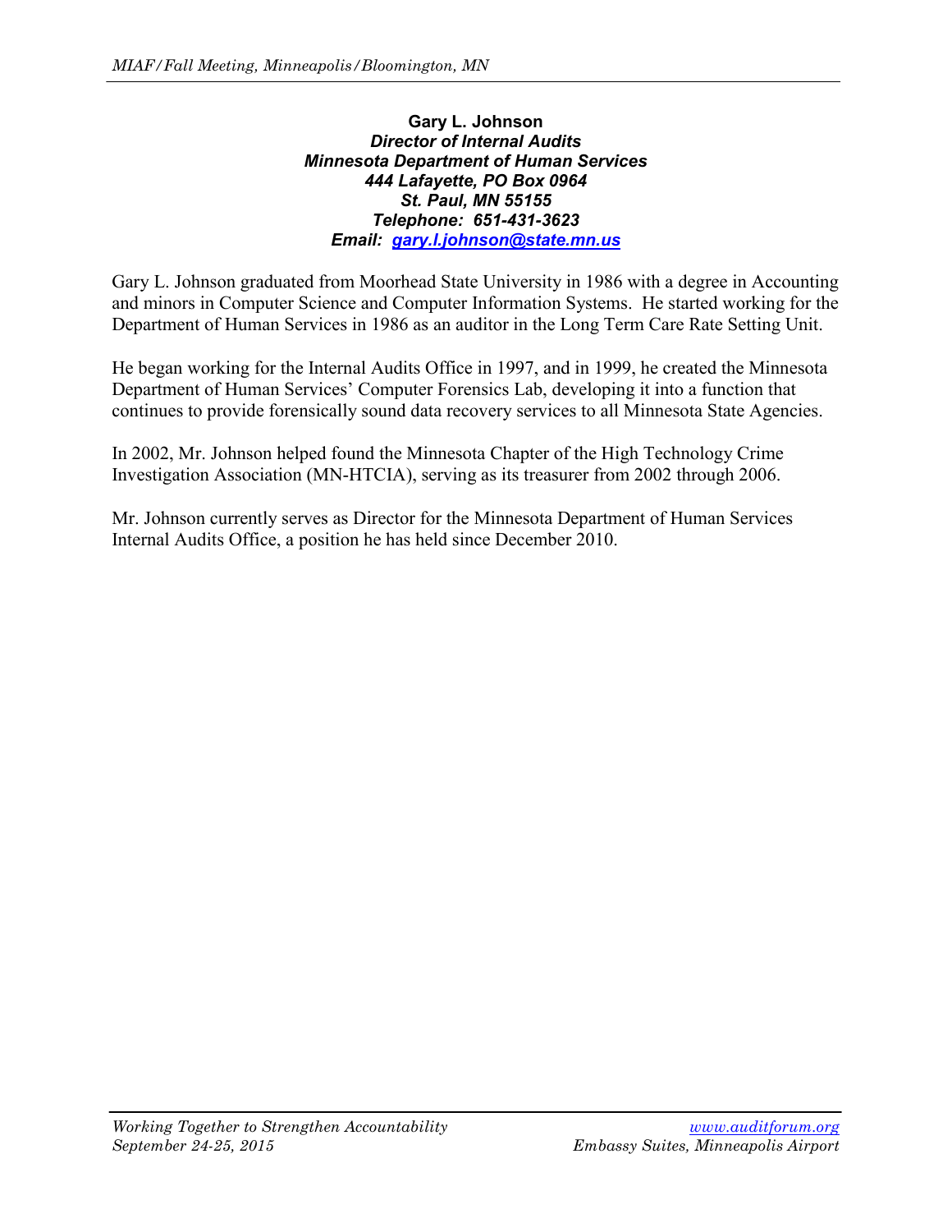**Gary L. Johnson**
***Director of Internal Audits***
***Minnesota Department of Human Services***
***444 Lafayette, PO Box 0964***
***St. Paul, MN 55155***
***Telephone: 651-431-3623***
***Email: gary.l.johnson@state.mn.us***

Gary L. Johnson graduated from Moorhead State University in 1986 with a degree in Accounting and minors in Computer Science and Computer Information Systems. He started working for the Department of Human Services in 1986 as an auditor in the Long Term Care Rate Setting Unit.

He began working for the Internal Audits Office in 1997, and in 1999, he created the Minnesota Department of Human Services' Computer Forensics Lab, developing it into a function that continues to provide forensically sound data recovery services to all Minnesota State Agencies.

In 2002, Mr. Johnson helped found the Minnesota Chapter of the High Technology Crime Investigation Association (MN-HTCIA), serving as its treasurer from 2002 through 2006.

Mr. Johnson currently serves as Director for the Minnesota Department of Human Services Internal Audits Office, a position he has held since December 2010.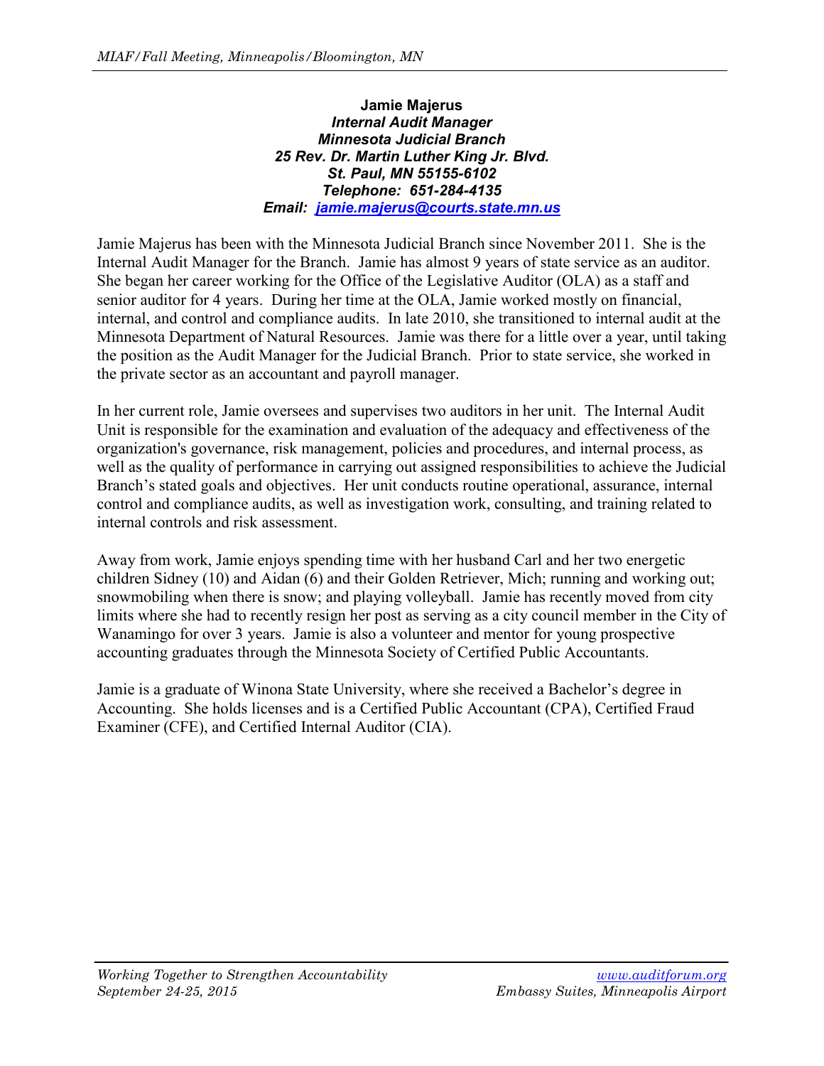**Jamie Majerus**
***Internal Audit Manager***
***Minnesota Judicial Branch***
***25 Rev. Dr. Martin Luther King Jr. Blvd.***
***St. Paul, MN 55155-6102***
***Telephone: 651-284-4135***
***Email: [jamie.majerus@courts.state.mn.us](mailto:jamie.majerus@courts.state.mn.us)***

Jamie Majerus has been with the Minnesota Judicial Branch since November 2011. She is the Internal Audit Manager for the Branch. Jamie has almost 9 years of state service as an auditor. She began her career working for the Office of the Legislative Auditor (OLA) as a staff and senior auditor for 4 years. During her time at the OLA, Jamie worked mostly on financial, internal, and control and compliance audits. In late 2010, she transitioned to internal audit at the Minnesota Department of Natural Resources. Jamie was there for a little over a year, until taking the position as the Audit Manager for the Judicial Branch. Prior to state service, she worked in the private sector as an accountant and payroll manager.

In her current role, Jamie oversees and supervises two auditors in her unit. The Internal Audit Unit is responsible for the examination and evaluation of the adequacy and effectiveness of the organization's governance, risk management, policies and procedures, and internal process, as well as the quality of performance in carrying out assigned responsibilities to achieve the Judicial Branch's stated goals and objectives. Her unit conducts routine operational, assurance, internal control and compliance audits, as well as investigation work, consulting, and training related to internal controls and risk assessment.

Away from work, Jamie enjoys spending time with her husband Carl and her two energetic children Sidney (10) and Aidan (6) and their Golden Retriever, Mich; running and working out; snowmobiling when there is snow; and playing volleyball. Jamie has recently moved from city limits where she had to recently resign her post as serving as a city council member in the City of Wanamingo for over 3 years. Jamie is also a volunteer and mentor for young prospective accounting graduates through the Minnesota Society of Certified Public Accountants.

Jamie is a graduate of Winona State University, where she received a Bachelor's degree in Accounting. She holds licenses and is a Certified Public Accountant (CPA), Certified Fraud Examiner (CFE), and Certified Internal Auditor (CIA).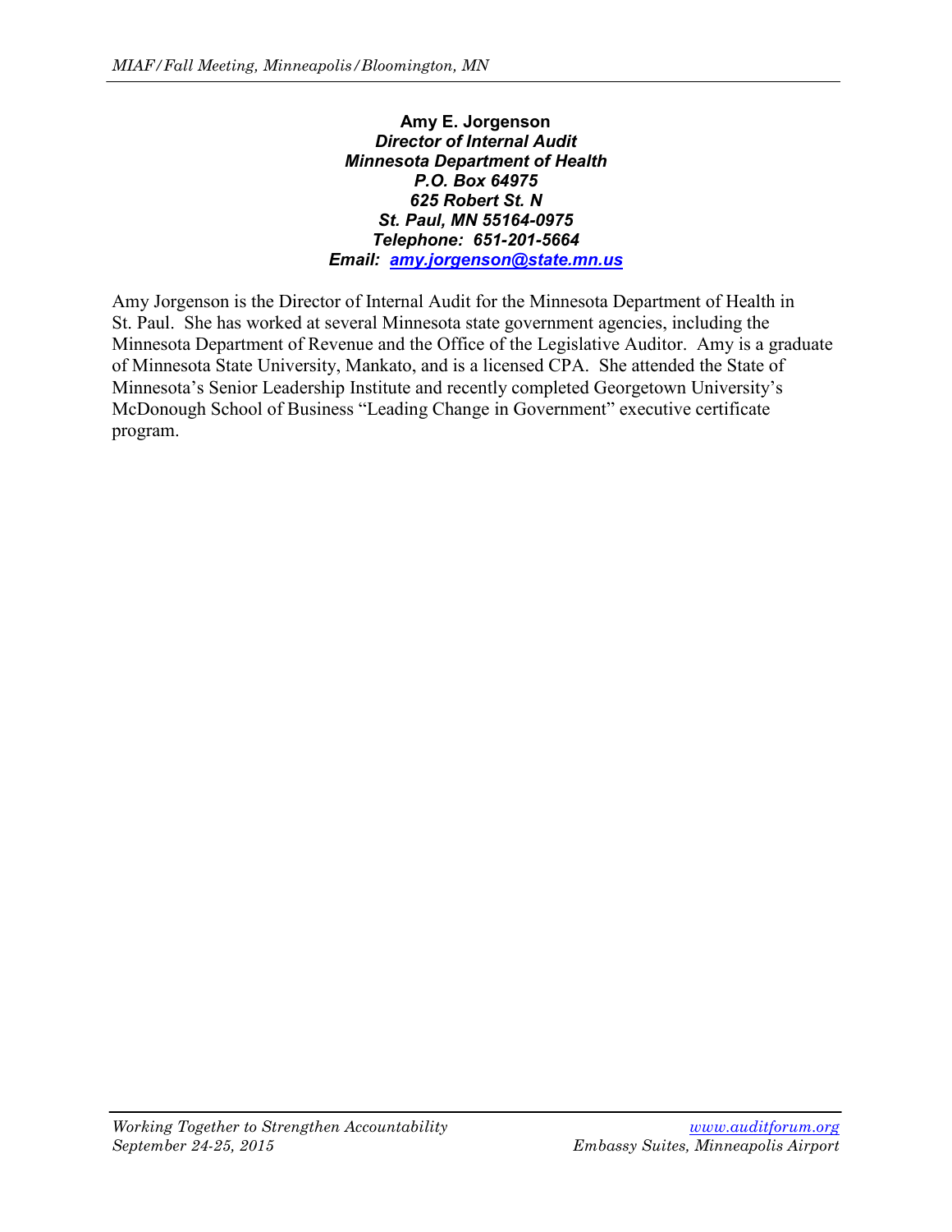**Amy E. Jorgenson**
***Director of Internal Audit***
***Minnesota Department of Health***
***P.O. Box 64975***
***625 Robert St. N***
***St. Paul, MN 55164-0975***
***Telephone: 651-201-5664***
***Email: amy.jorgenson@state.mn.us***

Amy Jorgenson is the Director of Internal Audit for the Minnesota Department of Health in St. Paul. She has worked at several Minnesota state government agencies, including the Minnesota Department of Revenue and the Office of the Legislative Auditor. Amy is a graduate of Minnesota State University, Mankato, and is a licensed CPA. She attended the State of Minnesota's Senior Leadership Institute and recently completed Georgetown University's McDonough School of Business "Leading Change in Government" executive certificate program.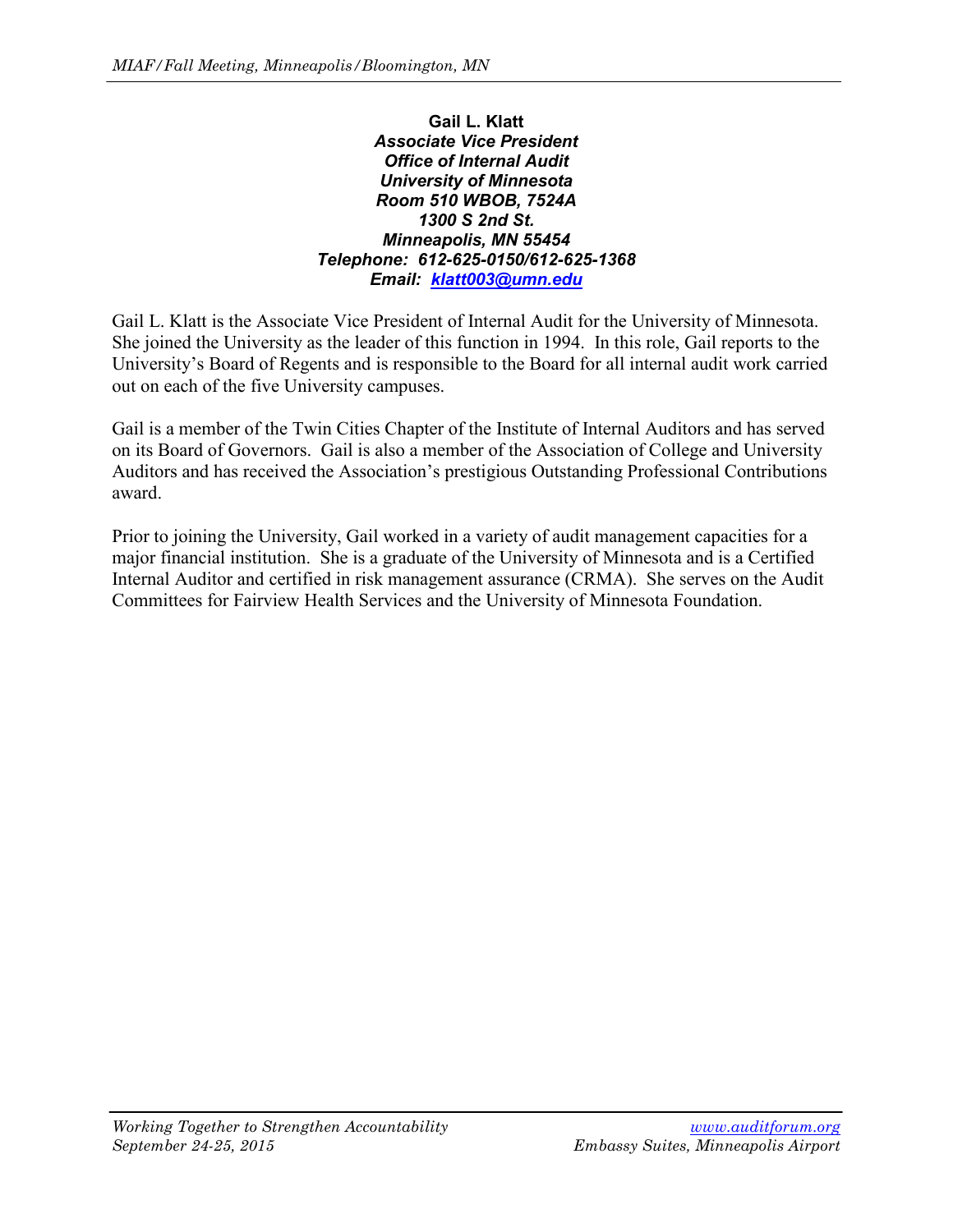**Gail L. Klatt**
***Associate Vice President***
***Office of Internal Audit***
***University of Minnesota***
***Room 510 WBOB, 7524A***
***1300 S 2nd St.***
***Minneapolis, MN 55454***
***Telephone: 612-625-0150/612-625-1368***
***Email: [klatt003@umn.edu](mailto:klatt003@umn.edu)***

Gail L. Klatt is the Associate Vice President of Internal Audit for the University of Minnesota. She joined the University as the leader of this function in 1994. In this role, Gail reports to the University's Board of Regents and is responsible to the Board for all internal audit work carried out on each of the five University campuses.

Gail is a member of the Twin Cities Chapter of the Institute of Internal Auditors and has served on its Board of Governors. Gail is also a member of the Association of College and University Auditors and has received the Association's prestigious Outstanding Professional Contributions award.

Prior to joining the University, Gail worked in a variety of audit management capacities for a major financial institution. She is a graduate of the University of Minnesota and is a Certified Internal Auditor and certified in risk management assurance (CRMA). She serves on the Audit Committees for Fairview Health Services and the University of Minnesota Foundation.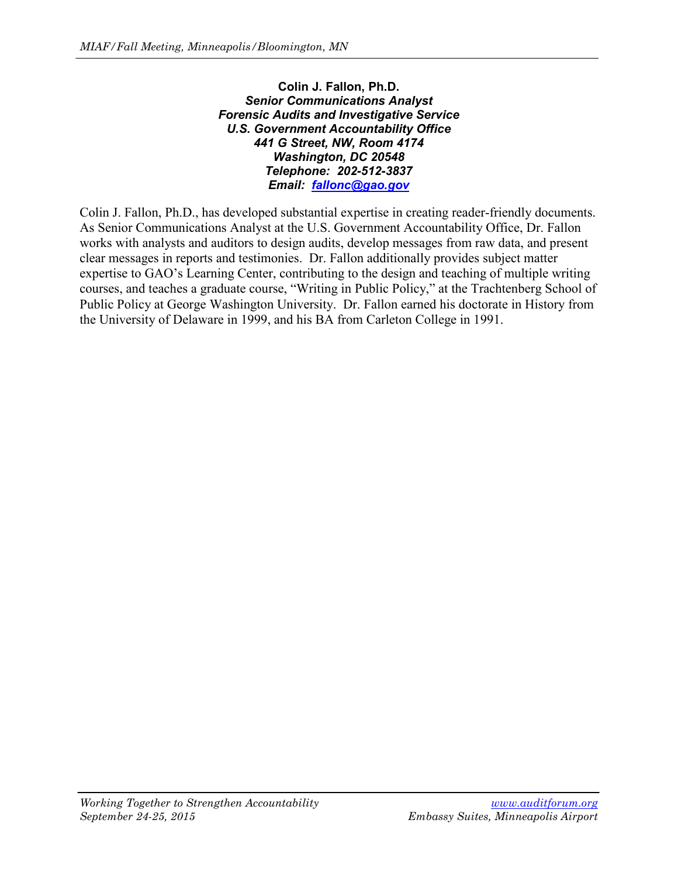**Colin J. Fallon, Ph.D.**
***Senior Communications Analyst***
***Forensic Audits and Investigative Service***
***U.S. Government Accountability Office***
***441 G Street, NW, Room 4174***
***Washington, DC 20548***
***Telephone: 202-512-3837***
***Email: fallonc@gao.gov***

Colin J. Fallon, Ph.D., has developed substantial expertise in creating reader-friendly documents. As Senior Communications Analyst at the U.S. Government Accountability Office, Dr. Fallon works with analysts and auditors to design audits, develop messages from raw data, and present clear messages in reports and testimonies. Dr. Fallon additionally provides subject matter expertise to GAO's Learning Center, contributing to the design and teaching of multiple writing courses, and teaches a graduate course, "Writing in Public Policy," at the Trachtenberg School of Public Policy at George Washington University. Dr. Fallon earned his doctorate in History from the University of Delaware in 1999, and his BA from Carleton College in 1991.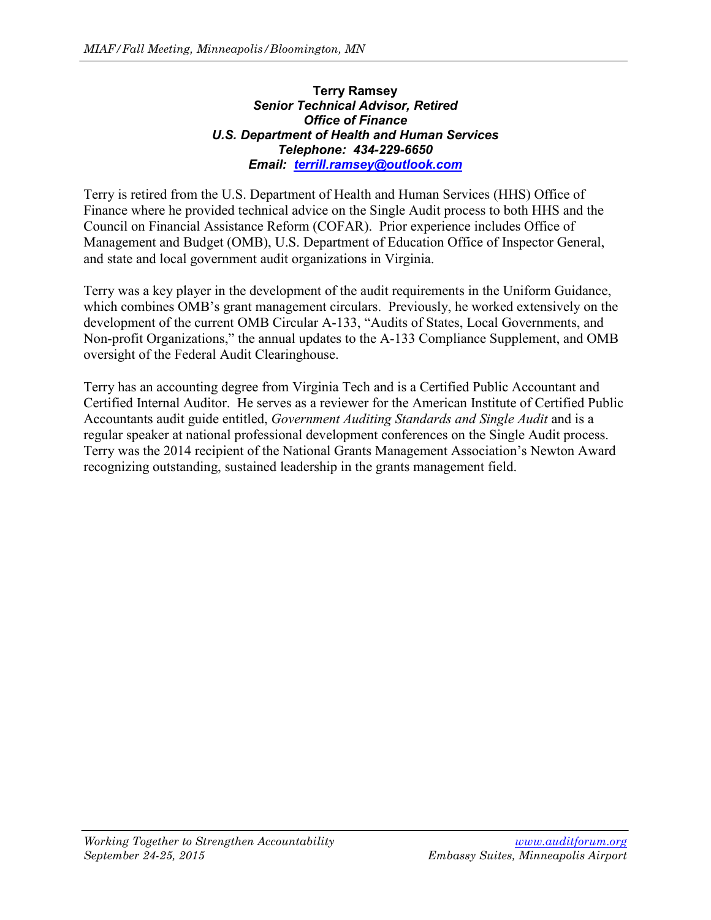**Terry Ramsey**
***Senior Technical Advisor, Retired***
***Office of Finance***
***U.S. Department of Health and Human Services***
***Telephone: 434-229-6650***
***Email: terrill.ramsey@outlook.com***

Terry is retired from the U.S. Department of Health and Human Services (HHS) Office of Finance where he provided technical advice on the Single Audit process to both HHS and the Council on Financial Assistance Reform (COFAR). Prior experience includes Office of Management and Budget (OMB), U.S. Department of Education Office of Inspector General, and state and local government audit organizations in Virginia.

Terry was a key player in the development of the audit requirements in the Uniform Guidance, which combines OMB's grant management circulars. Previously, he worked extensively on the development of the current OMB Circular A-133, "Audits of States, Local Governments, and Non-profit Organizations," the annual updates to the A-133 Compliance Supplement, and OMB oversight of the Federal Audit Clearinghouse.

Terry has an accounting degree from Virginia Tech and is a Certified Public Accountant and Certified Internal Auditor. He serves as a reviewer for the American Institute of Certified Public Accountants audit guide entitled, *Government Auditing Standards and Single Audit* and is a regular speaker at national professional development conferences on the Single Audit process. Terry was the 2014 recipient of the National Grants Management Association's Newton Award recognizing outstanding, sustained leadership in the grants management field.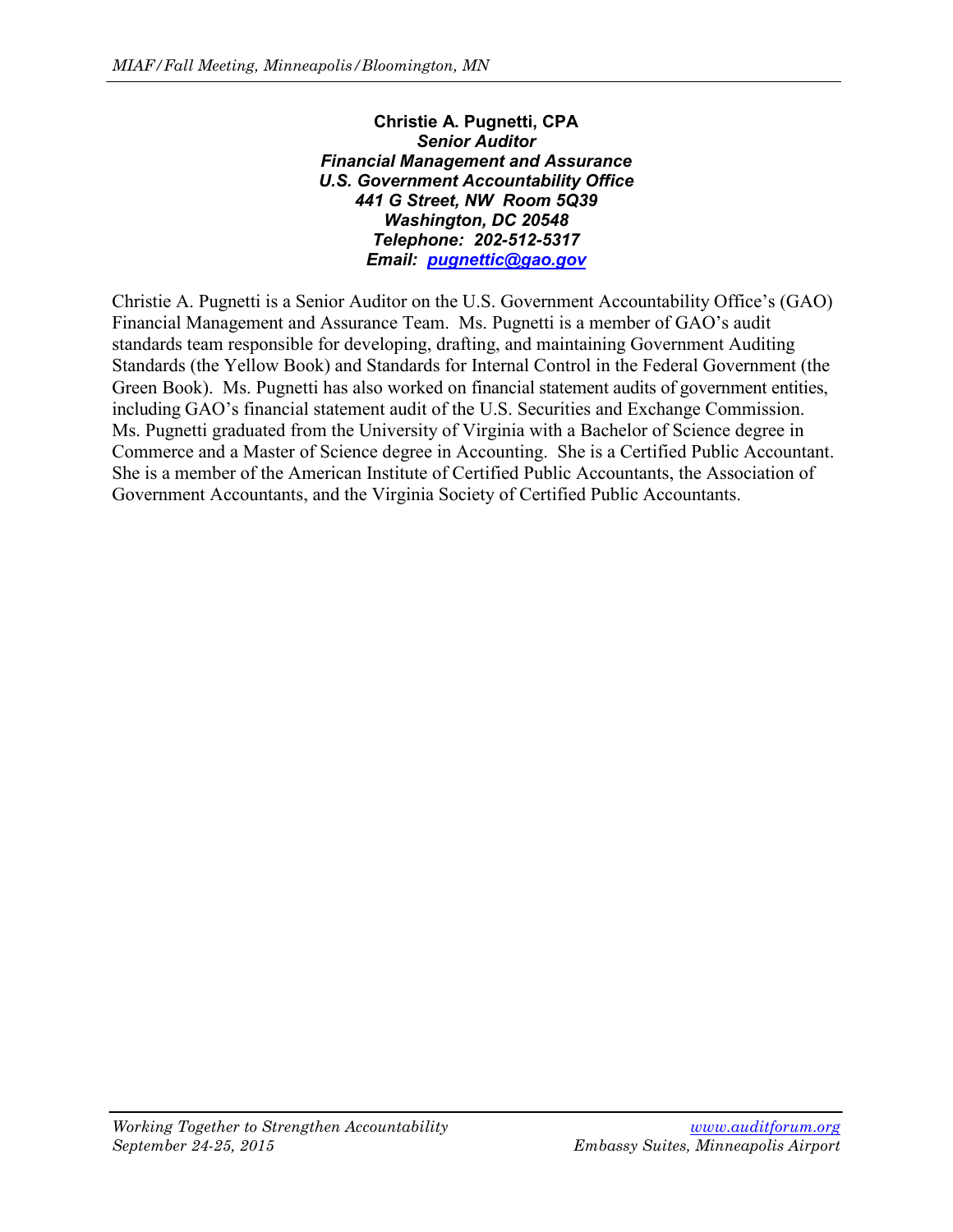**Christie A. Pugnetti, CPA**
***Senior Auditor***
***Financial Management and Assurance***
***U.S. Government Accountability Office***
***441 G Street, NW Room 5Q39***
***Washington, DC 20548***
***Telephone: 202-512-5317***
***Email: pugnettic@gao.gov***

Christie A. Pugnetti is a Senior Auditor on the U.S. Government Accountability Office's (GAO) Financial Management and Assurance Team. Ms. Pugnetti is a member of GAO's audit standards team responsible for developing, drafting, and maintaining Government Auditing Standards (the Yellow Book) and Standards for Internal Control in the Federal Government (the Green Book). Ms. Pugnetti has also worked on financial statement audits of government entities, including GAO's financial statement audit of the U.S. Securities and Exchange Commission. Ms. Pugnetti graduated from the University of Virginia with a Bachelor of Science degree in Commerce and a Master of Science degree in Accounting. She is a Certified Public Accountant. She is a member of the American Institute of Certified Public Accountants, the Association of Government Accountants, and the Virginia Society of Certified Public Accountants.